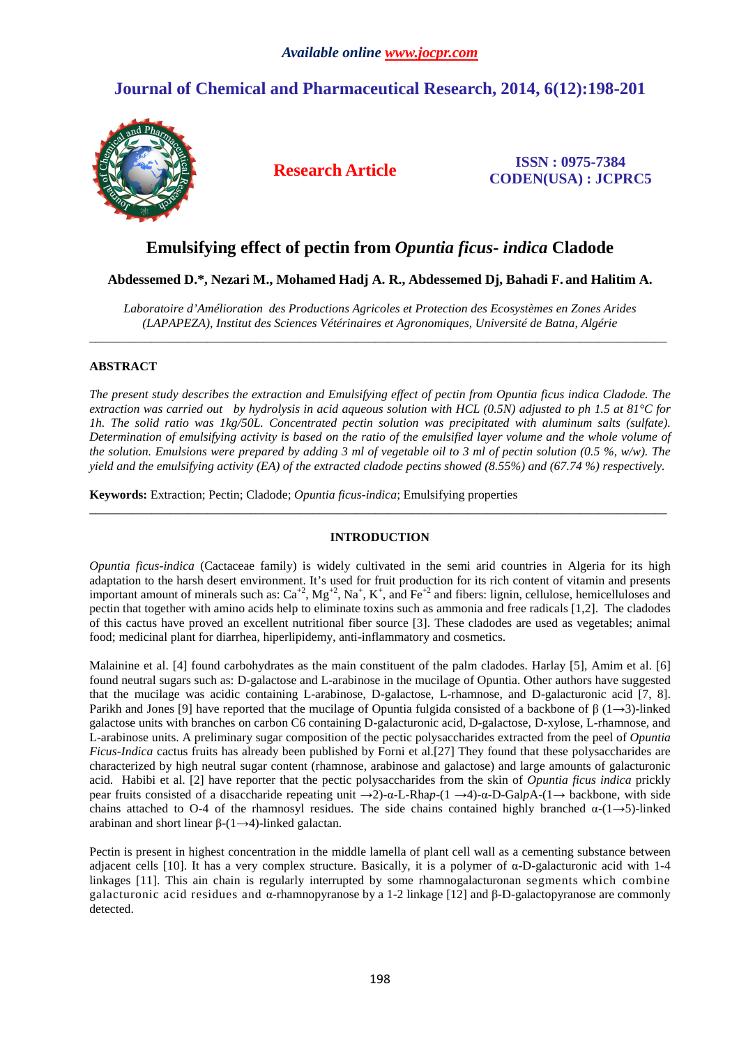*Available online www.jocpr.com*

# Journal of Chemical and Pharmaceutical Research, 2014, 6(12):198-201

**Research Article**

**ISSN : 0975-7384**
**CODEN(USA) : JCPRC5**

# Emulsifying effect of pectin from *Opuntia ficus- indica* Cladode

**Abdessemed D.\*, Nezari M., Mohamed Hadj A. R., Abdessemed Dj, Bahadi F. and Halitim A.**

*Laboratoire d'Amélioration des Productions Agricoles et Protection des Ecosystèmes en Zones Arides (LAPAPEZA), Institut des Sciences Vétérinaires et Agronomiques, Université de Batna, Algérie*

---

## ABSTRACT

*The present study describes the extraction and Emulsifying effect of pectin from Opuntia ficus indica Cladode. The extraction was carried out by hydrolysis in acid aqueous solution with HCL (0.5N) adjusted to ph 1.5 at 81°C for 1h. The solid ratio was 1kg/50L. Concentrated pectin solution was precipitated with aluminum salts (sulfate). Determination of emulsifying activity is based on the ratio of the emulsified layer volume and the whole volume of the solution. Emulsions were prepared by adding 3 ml of vegetable oil to 3 ml of pectin solution (0.5 %, w/w). The yield and the emulsifying activity (EA) of the extracted cladode pectins showed (8.55%) and (67.74 %) respectively.*

**Keywords:** Extraction; Pectin; Cladode; *Opuntia ficus-indica*; Emulsifying properties

---

## INTRODUCTION

*Opuntia ficus-indica* (Cactaceae family) is widely cultivated in the semi arid countries in Algeria for its high adaptation to the harsh desert environment. It's used for fruit production for its rich content of vitamin and presents important amount of minerals such as: $Ca^{+2}$, $Mg^{+2}$, $Na^{+}$, $K^{+}$, and $Fe^{+2}$ and fibers: lignin, cellulose, hemicelluloses and pectin that together with amino acids help to eliminate toxins such as ammonia and free radicals [1,2]. The cladodes of this cactus have proved an excellent nutritional fiber source [3]. These cladodes are used as vegetables; animal food; medicinal plant for diarrhea, hiperlipidemy, anti-inflammatory and cosmetics.

Malainine et al. [4] found carbohydrates as the main constituent of the palm cladodes. Harlay [5], Amim et al. [6] found neutral sugars such as: D-galactose and L-arabinose in the mucilage of Opuntia. Other authors have suggested that the mucilage was acidic containing L-arabinose, D-galactose, L-rhamnose, and D-galacturonic acid [7, 8]. Parikh and Jones [9] have reported that the mucilage of Opuntia fulgida consisted of a backbone of β (1→3)-linked galactose units with branches on carbon C6 containing D-galacturonic acid, D-galactose, D-xylose, L-rhamnose, and L-arabinose units. A preliminary sugar composition of the pectic polysaccharides extracted from the peel of *Opuntia Ficus-Indica* cactus fruits has already been published by Forni et al.[27] They found that these polysaccharides are characterized by high neutral sugar content (rhamnose, arabinose and galactose) and large amounts of galacturonic acid. Habibi et al. [2] have reporter that the pectic polysaccharides from the skin of *Opuntia ficus indica* prickly pear fruits consisted of a disaccharide repeating unit →2)-α-L-Rha*p*-(1 →4)-α-D-Gal*p*A-(1→ backbone, with side chains attached to O-4 of the rhamnosyl residues. The side chains contained highly branched α-(1→5)-linked arabinan and short linear β-(1→4)-linked galactan.

Pectin is present in highest concentration in the middle lamella of plant cell wall as a cementing substance between adjacent cells [10]. It has a very complex structure. Basically, it is a polymer of α-D-galacturonic acid with 1-4 linkages [11]. This ain chain is regularly interrupted by some rhamnogalacturonan segments which combine galacturonic acid residues and α-rhamnopyranose by a 1-2 linkage [12] and β-D-galactopyranose are commonly detected.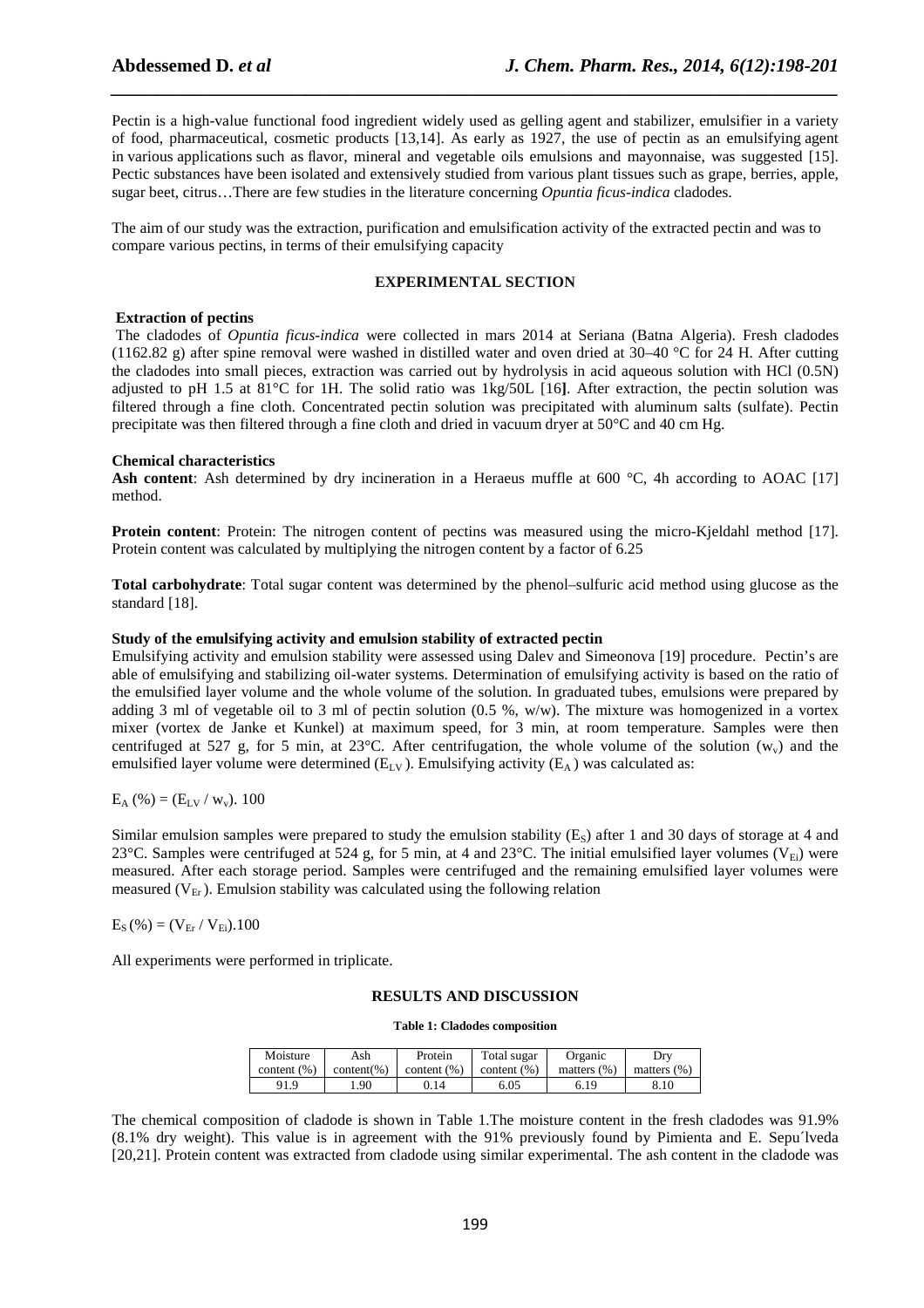Pectin is a high-value functional food ingredient widely used as gelling agent and stabilizer, emulsifier in a variety of food, pharmaceutical, cosmetic products [13,14]. As early as 1927, the use of pectin as an emulsifying agent in various applications such as flavor, mineral and vegetable oils emulsions and mayonnaise, was suggested [15]. Pectic substances have been isolated and extensively studied from various plant tissues such as grape, berries, apple, sugar beet, citrus…There are few studies in the literature concerning *Opuntia ficus-indica* cladodes.

The aim of our study was the extraction, purification and emulsification activity of the extracted pectin and was to compare various pectins, in terms of their emulsifying capacity

## EXPERIMENTAL SECTION

### Extraction of pectins

The cladodes of *Opuntia ficus-indica* were collected in mars 2014 at Seriana (Batna Algeria). Fresh cladodes (1162.82 g) after spine removal were washed in distilled water and oven dried at 30–40 °C for 24 H. After cutting the cladodes into small pieces, extraction was carried out by hydrolysis in acid aqueous solution with HCl (0.5N) adjusted to pH 1.5 at 81°C for 1H. The solid ratio was 1kg/50L [16**]**. After extraction, the pectin solution was filtered through a fine cloth. Concentrated pectin solution was precipitated with aluminum salts (sulfate). Pectin precipitate was then filtered through a fine cloth and dried in vacuum dryer at 50°C and 40 cm Hg.

### Chemical characteristics

**Ash content**: Ash determined by dry incineration in a Heraeus muffle at 600 °C, 4h according to AOAC [17] method.

**Protein content**: Protein: The nitrogen content of pectins was measured using the micro-Kjeldahl method [17]. Protein content was calculated by multiplying the nitrogen content by a factor of 6.25

**Total carbohydrate**: Total sugar content was determined by the phenol–sulfuric acid method using glucose as the standard [18].

### Study of the emulsifying activity and emulsion stability of extracted pectin

Emulsifying activity and emulsion stability were assessed using Dalev and Simeonova [19] procedure. Pectin's are able of emulsifying and stabilizing oil-water systems. Determination of emulsifying activity is based on the ratio of the emulsified layer volume and the whole volume of the solution. In graduated tubes, emulsions were prepared by adding 3 ml of vegetable oil to 3 ml of pectin solution (0.5 %, w/w). The mixture was homogenized in a vortex mixer (vortex de Janke et Kunkel) at maximum speed, for 3 min, at room temperature. Samples were then centrifuged at 527 g, for 5 min, at 23°C. After centrifugation, the whole volume of the solution ($w_v$) and the emulsified layer volume were determined ($E_{LV}$). Emulsifying activity ($E_A$) was calculated as:

$$E_A (\%) = (E_{LV} / w_v).\ 100$$

Similar emulsion samples were prepared to study the emulsion stability ($E_S$) after 1 and 30 days of storage at 4 and 23°C. Samples were centrifuged at 524 g, for 5 min, at 4 and 23°C. The initial emulsified layer volumes ($V_{Ei}$) were measured. After each storage period. Samples were centrifuged and the remaining emulsified layer volumes were measured ($V_{Er}$). Emulsion stability was calculated using the following relation

$$E_S (\%) = (V_{Er} / V_{Ei}).100$$

All experiments were performed in triplicate.

## RESULTS AND DISCUSSION

**Table 1: Cladodes composition**

| Moisture content (%) | Ash content(%) | Protein content (%) | Total sugar content (%) | Organic matters (%) | Dry matters (%) |
|---|---|---|---|---|---|
| 91.9 | 1.90 | 0.14 | 6.05 | 6.19 | 8.10 |

The chemical composition of cladode is shown in Table 1.The moisture content in the fresh cladodes was 91.9% (8.1% dry weight). This value is in agreement with the 91% previously found by Pimienta and E. Sepu´lveda [20,21]. Protein content was extracted from cladode using similar experimental. The ash content in the cladode was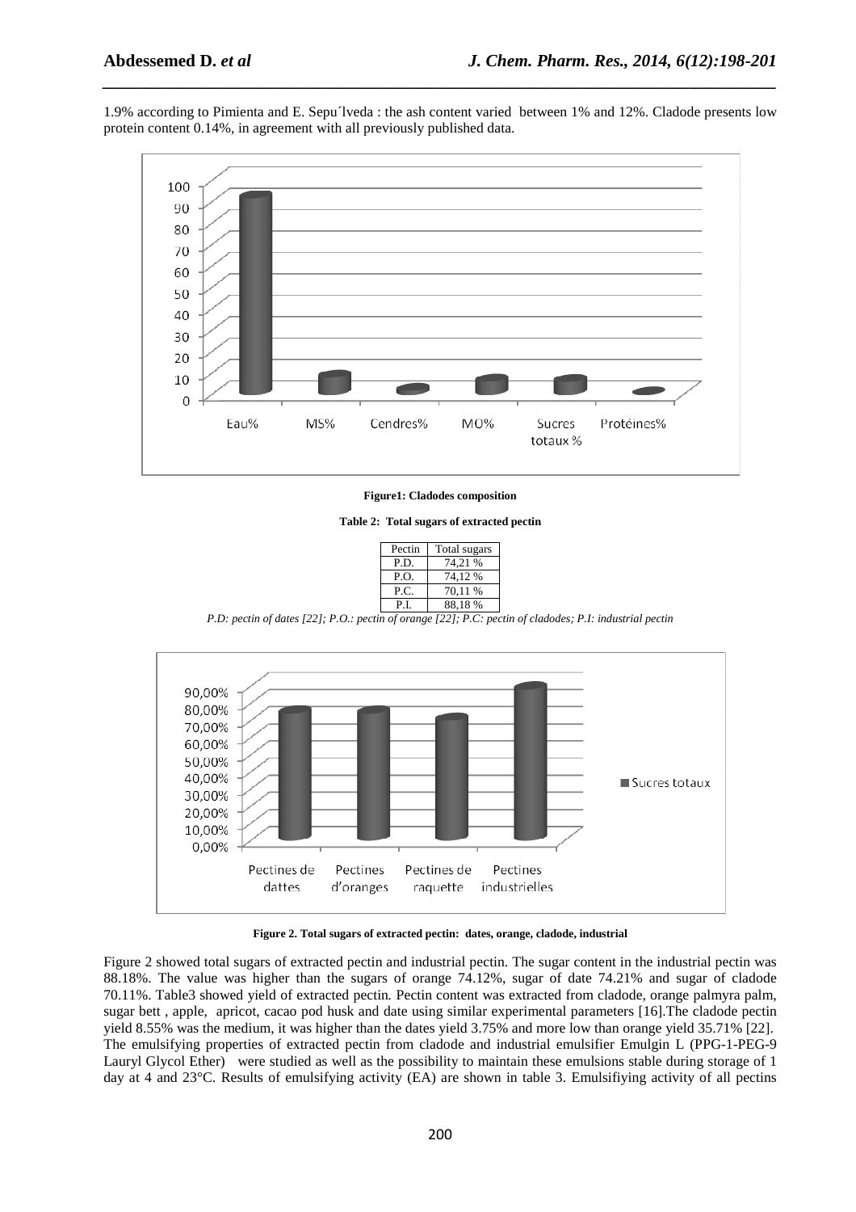1.9% according to Pimienta and E. Sepu´lveda : the ash content varied between 1% and 12%. Cladode presents low protein content 0.14%, in agreement with all previously published data.

**Figure1: Cladodes composition**

**Table 2: Total sugars of extracted pectin**

| Pectin | Total sugars |
|---|---|
| P.D. | 74,21 % |
| P.O. | 74,12 % |
| P.C. | 70,11 % |
| P.I. | 88,18 % |

*P.D: pectin of dates [22]; P.O.: pectin of orange [22]; P.C: pectin of cladodes; P.I: industrial pectin*

**Figure 2. Total sugars of extracted pectin: dates, orange, cladode, industrial**

Figure 2 showed total sugars of extracted pectin and industrial pectin. The sugar content in the industrial pectin was 88.18%. The value was higher than the sugars of orange 74.12%, sugar of date 74.21% and sugar of cladode 70.11%. Table3 showed yield of extracted pectin. Pectin content was extracted from cladode, orange palmyra palm, sugar bett , apple, apricot, cacao pod husk and date using similar experimental parameters [16].The cladode pectin yield 8.55% was the medium, it was higher than the dates yield 3.75% and more low than orange yield 35.71% [22].
The emulsifying properties of extracted pectin from cladode and industrial emulsifier Emulgin L (PPG-1-PEG-9 Lauryl Glycol Ether) were studied as well as the possibility to maintain these emulsions stable during storage of 1 day at 4 and 23°C. Results of emulsifying activity (EA) are shown in table 3. Emulsifiying activity of all pectins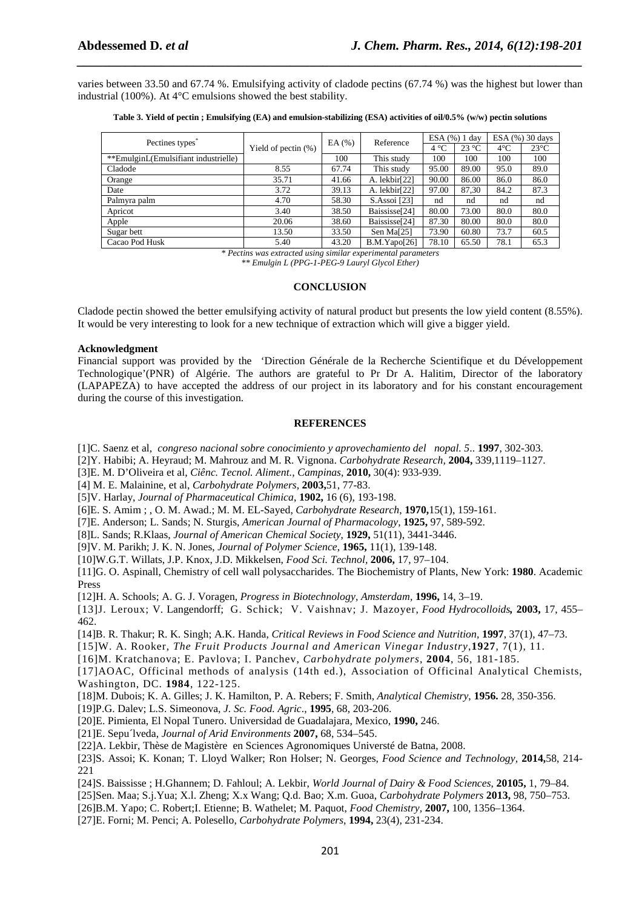varies between 33.50 and 67.74 %. Emulsifying activity of cladode pectins (67.74 %) was the highest but lower than industrial (100%). At 4°C emulsions showed the best stability.

**Table 3. Yield of pectin ; Emulsifying (EA) and emulsion-stabilizing (ESA) activities of oil/0.5% (w/w) pectin solutions**

| Pectines types* | Yield of pectin (%) | EA (%) | Reference | ESA (%) 1 day | | ESA (%) 30 days | |
|---|---|---|---|---|---|---|---|
| | | | | 4 °C | 23 °C | 4°C | 23°C |
| **EmulginL(Emulsifiant industrielle) | | 100 | This study | 100 | 100 | 100 | 100 |
| Cladode | 8.55 | 67.74 | This study | 95.00 | 89.00 | 95.0 | 89.0 |
| Orange | 35.71 | 41.66 | A. lekbir[22] | 90.00 | 86.00 | 86.0 | 86.0 |
| Date | 3.72 | 39.13 | A. lekbir[22] | 97.00 | 87,30 | 84.2 | 87.3 |
| Palmyra palm | 4.70 | 58.30 | S.Assoi [23] | nd | nd | nd | nd |
| Apricot | 3.40 | 38.50 | Baississe[24] | 80.00 | 73.00 | 80.0 | 80.0 |
| Apple | 20.06 | 38.60 | Baississe[24] | 87.30 | 80.00 | 80.0 | 80.0 |
| Sugar bett | 13.50 | 33.50 | Sen Ma[25] | 73.90 | 60.80 | 73.7 | 60.5 |
| Cacao Pod Husk | 5.40 | 43.20 | B.M.Yapo[26] | 78.10 | 65.50 | 78.1 | 65.3 |

*\* Pectins was extracted using similar experimental parameters*
*\*\* Emulgin L (PPG-1-PEG-9 Lauryl Glycol Ether)*

## CONCLUSION

Cladode pectin showed the better emulsifying activity of natural product but presents the low yield content (8.55%). It would be very interesting to look for a new technique of extraction which will give a bigger yield.

**Acknowledgment**

Financial support was provided by the 'Direction Générale de la Recherche Scientifique et du Développement Technologique'(PNR) of Algérie. The authors are grateful to Pr Dr A. Halitim, Director of the laboratory (LAPAPEZA) to have accepted the address of our project in its laboratory and for his constant encouragement during the course of this investigation.

## REFERENCES

[1]C. Saenz et al, *congreso nacional sobre conocimiento y aprovechamiento del nopal. 5*.. **1997**, 302-303.
[2]Y. Habibi; A. Heyraud; M. Mahrouz and M. R. Vignona. *Carbohydrate Research,* **2004,** 339,1119–1127.
[3]E. M. D'Oliveira et al, *Ciênc. Tecnol. Aliment., Campinas*, **2010,** 30(4): 933-939.
[4] M. E. Malainine, et al, *Carbohydrate Polymers*, **2003,**51, 77-83.
[5]V. Harlay, *Journal of Pharmaceutical Chimica*, **1902,** 16 (6), 193-198.
[6]E. S. Amim ; , O. M. Awad.; M. M. EL-Sayed, *Carbohydrate Research*, **1970,**15(1), 159-161.
[7]E. Anderson; L. Sands; N. Sturgis, *American Journal of Pharmacology*, **1925,** 97, 589-592.
[8]L. Sands; R.Klaas, *Journal of American Chemical Society*, **1929,** 51(11), 3441-3446.
[9]V. M. Parikh; J. K. N. Jones, *Journal of Polymer Science*, **1965,** 11(1), 139-148.
[10]W.G.T. Willats, J.P. Knox, J.D. Mikkelsen, *Food Sci. Technol*, **2006,** 17, 97–104.
[11]G. O. Aspinall, Chemistry of cell wall polysaccharides. The Biochemistry of Plants, New York: **1980**. Academic Press
[12]H. A. Schools; A. G. J. Voragen, *Progress in Biotechnology, Amsterdam,* **1996,** 14, 3–19.
[13]J. Leroux; V. Langendorff; G. Schick; V. Vaishnav; J. Mazoyer, *Food Hydrocolloids,* **2003,** 17, 455–462.
[14]B. R. Thakur; R. K. Singh; A.K. Handa, *Critical Reviews in Food Science and Nutrition*, **1997**, 37(1), 47–73.
[15]W. A. Rooker, *The Fruit Products Journal and American Vinegar Industry*,**1927**, 7(1), 11.
[16]M. Kratchanova; E. Pavlova; I. Panchev, *Carbohydrate polymers*, **2004**, 56, 181-185.
[17]AOAC, Officinal methods of analysis (14th ed.), Association of Officinal Analytical Chemists, Washington, DC. **1984**, 122-125.
[18]M. Dubois; K. A. Gilles; J. K. Hamilton, P. A. Rebers; F. Smith, *Analytical Chemistry*, **1956.** 28, 350-356.
[19]P.G. Dalev; L.S. Simeonova, *J. Sc. Food. Agric*., **1995**, 68, 203-206.
[20]E. Pimienta, El Nopal Tunero. Universidad de Guadalajara, Mexico, **1990,** 246.
[21]E. Sepu´lveda, *Journal of Arid Environments* **2007,** 68, 534–545.
[22]A. Lekbir, Thèse de Magistère en Sciences Agronomiques Universté de Batna, 2008.
[23]S. Assoi; K. Konan; T. Lloyd Walker; Ron Holser; N. Georges, *Food Science and Technology*, **2014,**58, 214-221
[24]S. Baississe ; H.Ghannem; D. Fahloul; A. Lekbir, *World Journal of Dairy & Food Sciences*, **20105,** 1, 79–84.
[25]Sen. Maa; S.j.Yua; X.l. Zheng; X.x Wang; Q.d. Bao; X.m. Guoa, *Carbohydrate Polymers* **2013,** 98, 750–753.
[26]B.M. Yapo; C. Robert;I. Etienne; B. Wathelet; M. Paquot, *Food Chemistry*, **2007,** 100, 1356–1364.
[27]E. Forni; M. Penci; A. Polesello, *Carbohydrate Polymers*, **1994,** 23(4), 231-234.